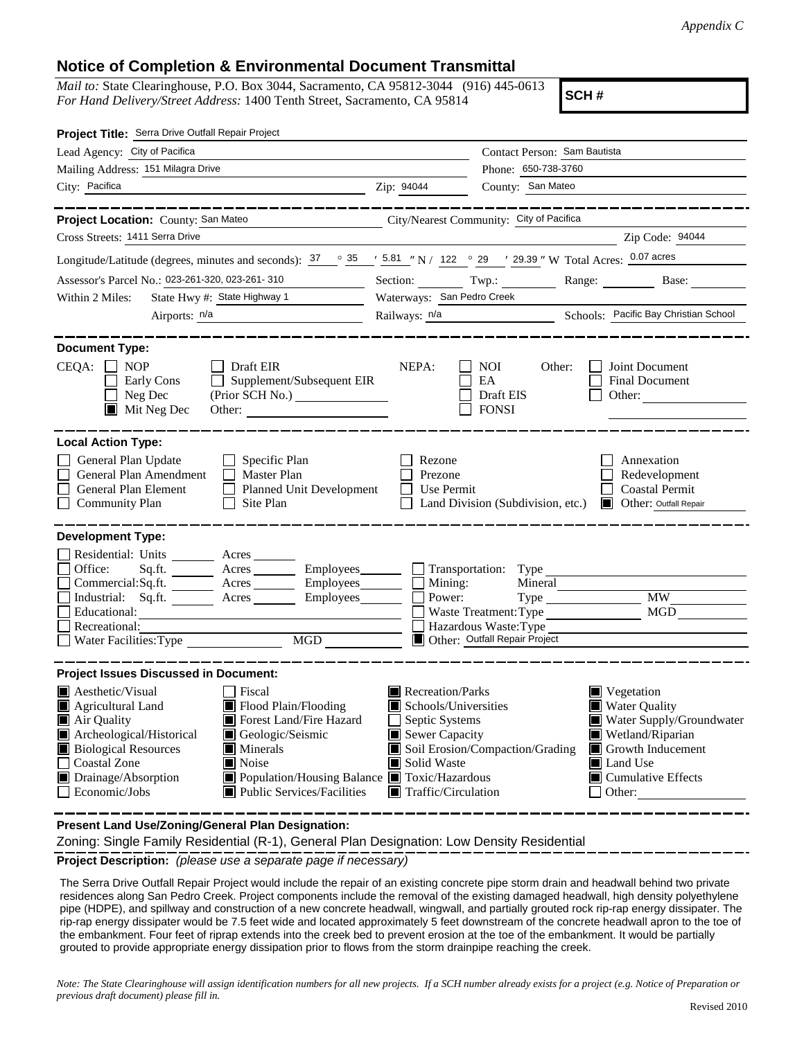*Appendix C*

# Notice of Completion & Environmental Document Transmittal

*Mail to:* State Clearinghouse, P.O. Box 3044, Sacramento, CA 95812-3044 (916) 445-0613
*For Hand Delivery/Street Address:* 1400 Tenth Street, Sacramento, CA 95814

**SCH #**

**Project Title:** Serra Drive Outfall Repair Project

Lead Agency: City of Pacifica
Contact Person: Sam Bautista
Mailing Address: 151 Milagra Drive
Phone: 650-738-3760
City: Pacifica
Zip: 94044
County: San Mateo

---

**Project Location:** County: San Mateo
City/Nearest Community: City of Pacifica
Cross Streets: 1411 Serra Drive
Zip Code: 94044
Longitude/Latitude (degrees, minutes and seconds): 37 ° 35 ′ 5.81 ″ N / 122 ° 29 ′ 29.39 ″ W Total Acres: 0.07 acres
Assessor's Parcel No.: 023-261-320, 023-261- 310
Section: Twp.: Range: Base:
Within 2 Miles: State Hwy #: State Highway 1
Waterways: San Pedro Creek
Airports: n/a
Railways: n/a
Schools: Pacific Bay Christian School

---

**Document Type:**

CEQA: ☐ NOP ☐ Early Cons ☐ Neg Dec ☒ Mit Neg Dec ☐ Draft EIR ☐ Supplement/Subsequent EIR (Prior SCH No.) Other:

NEPA: ☐ NOI ☐ EA ☐ Draft EIS ☐ FONSI

Other: ☐ Joint Document ☐ Final Document ☐ Other:

---

**Local Action Type:**

☐ General Plan Update ☐ General Plan Amendment ☐ General Plan Element ☐ Community Plan ☐ Specific Plan ☐ Master Plan ☐ Planned Unit Development ☐ Site Plan ☐ Rezone ☐ Prezone ☐ Use Permit ☐ Land Division (Subdivision, etc.) ☐ Annexation ☐ Redevelopment ☐ Coastal Permit ☒ Other: Outfall Repair

---

**Development Type:**

☐ Residential: Units Acres
☐ Office: Sq.ft. Acres Employees
☐ Commercial: Sq.ft. Acres Employees
☐ Industrial: Sq.ft. Acres Employees
☐ Educational:
☐ Recreational:
☐ Water Facilities: Type MGD
☐ Transportation: Type
☐ Mining: Mineral
☐ Power: Type MW
☐ Waste Treatment: Type MGD
☐ Hazardous Waste: Type
☒ Other: Outfall Repair Project

---

**Project Issues Discussed in Document:**

☒ Aesthetic/Visual
☒ Agricultural Land
☒ Air Quality
☒ Archeological/Historical
☒ Biological Resources
☐ Coastal Zone
☒ Drainage/Absorption
☐ Economic/Jobs
☐ Fiscal
☒ Flood Plain/Flooding
☒ Forest Land/Fire Hazard
☒ Geologic/Seismic
☒ Minerals
☒ Noise
☒ Population/Housing Balance
☒ Public Services/Facilities
☒ Recreation/Parks
☒ Schools/Universities
☐ Septic Systems
☒ Sewer Capacity
☒ Soil Erosion/Compaction/Grading
☒ Solid Waste
☒ Toxic/Hazardous
☒ Traffic/Circulation
☒ Vegetation
☒ Water Quality
☒ Water Supply/Groundwater
☒ Wetland/Riparian
☒ Growth Inducement
☒ Land Use
☒ Cumulative Effects
☐ Other:

---

**Present Land Use/Zoning/General Plan Designation:**

Zoning: Single Family Residential (R-1), General Plan Designation: Low Density Residential

**Project Description:** *(please use a separate page if necessary)*

The Serra Drive Outfall Repair Project would include the repair of an existing concrete pipe storm drain and headwall behind two private residences along San Pedro Creek. Project components include the removal of the existing damaged headwall, high density polyethylene pipe (HDPE), and spillway and construction of a new concrete headwall, wingwall, and partially grouted rock rip-rap energy dissipater. The rip-rap energy dissipater would be 7.5 feet wide and located approximately 5 feet downstream of the concrete headwall apron to the toe of the embankment. Four feet of riprap extends into the creek bed to prevent erosion at the toe of the embankment. It would be partially grouted to provide appropriate energy dissipation prior to flows from the storm drainpipe reaching the creek.

*Note: The State Clearinghouse will assign identification numbers for all new projects. If a SCH number already exists for a project (e.g. Notice of Preparation or previous draft document) please fill in.*

Revised 2010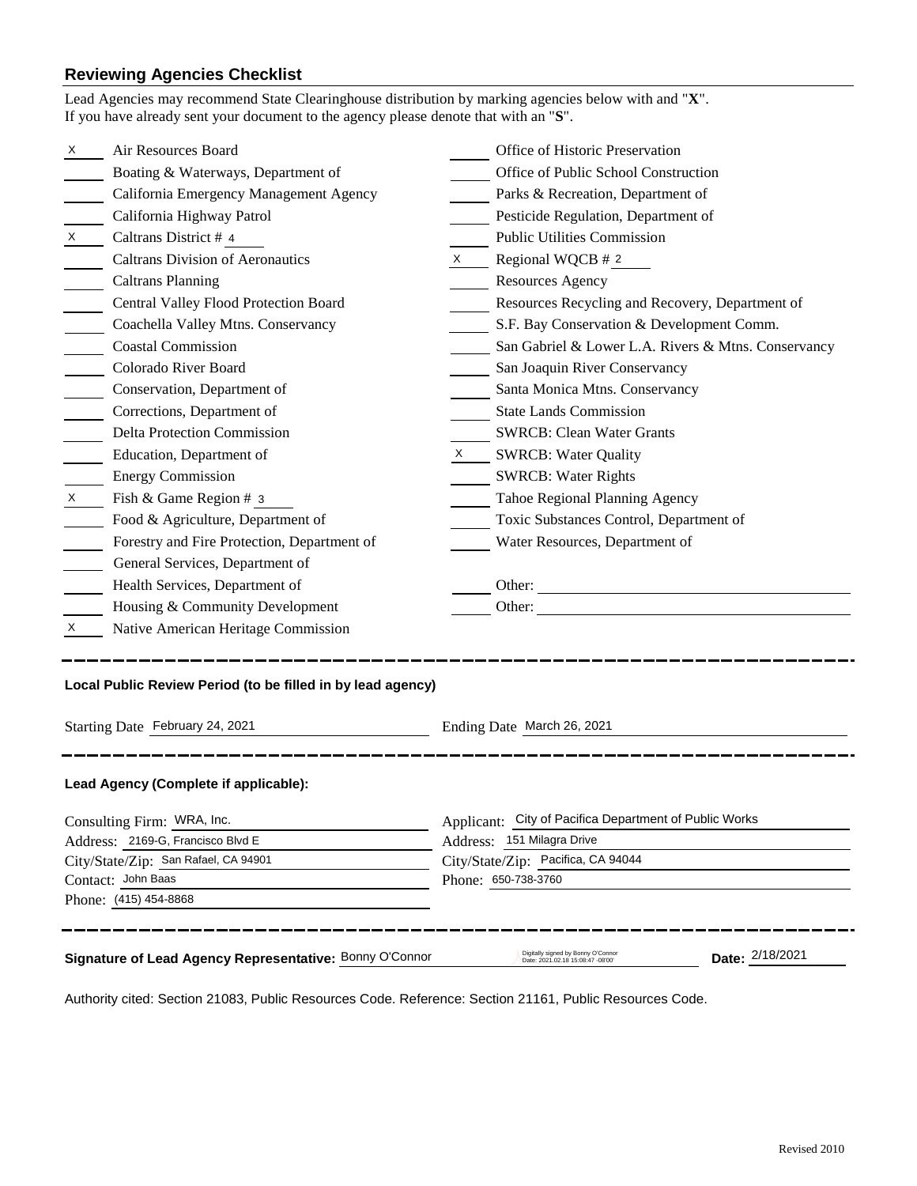## Reviewing Agencies Checklist

Lead Agencies may recommend State Clearinghouse distribution by marking agencies below with and "**X**".
If you have already sent your document to the agency please denote that with an "**S**".

| | | | |
|---|---|---|---|
| X | Air Resources Board | | Office of Historic Preservation |
| | Boating & Waterways, Department of | | Office of Public School Construction |
| | California Emergency Management Agency | | Parks & Recreation, Department of |
| | California Highway Patrol | | Pesticide Regulation, Department of |
| X | Caltrans District # 4 | | Public Utilities Commission |
| | Caltrans Division of Aeronautics | X | Regional WQCB # 2 |
| | Caltrans Planning | | Resources Agency |
| | Central Valley Flood Protection Board | | Resources Recycling and Recovery, Department of |
| | Coachella Valley Mtns. Conservancy | | S.F. Bay Conservation & Development Comm. |
| | Coastal Commission | | San Gabriel & Lower L.A. Rivers & Mtns. Conservancy |
| | Colorado River Board | | San Joaquin River Conservancy |
| | Conservation, Department of | | Santa Monica Mtns. Conservancy |
| | Corrections, Department of | | State Lands Commission |
| | Delta Protection Commission | | SWRCB: Clean Water Grants |
| | Education, Department of | X | SWRCB: Water Quality |
| | Energy Commission | | SWRCB: Water Rights |
| X | Fish & Game Region # 3 | | Tahoe Regional Planning Agency |
| | Food & Agriculture, Department of | | Toxic Substances Control, Department of |
| | Forestry and Fire Protection, Department of | | Water Resources, Department of |
| | General Services, Department of | | |
| | Health Services, Department of | | Other: |
| | Housing & Community Development | | Other: |
| X | Native American Heritage Commission | | |

### Local Public Review Period (to be filled in by lead agency)

Starting Date February 24, 2021

Ending Date March 26, 2021

### Lead Agency (Complete if applicable):

Consulting Firm: WRA, Inc.
Address: 2169-G, Francisco Blvd E
City/State/Zip: San Rafael, CA 94901
Contact: John Baas
Phone: (415) 454-8868

Applicant: City of Pacifica Department of Public Works
Address: 151 Milagra Drive
City/State/Zip: Pacifica, CA 94044
Phone: 650-738-3760

**Signature of Lead Agency Representative:** Bonny O'Connor Digitally signed by Bonny O'Connor Date: 2021.02.18 15:08:47 -08'00' **Date:** 2/18/2021

Authority cited: Section 21083, Public Resources Code. Reference: Section 21161, Public Resources Code.

Revised 2010